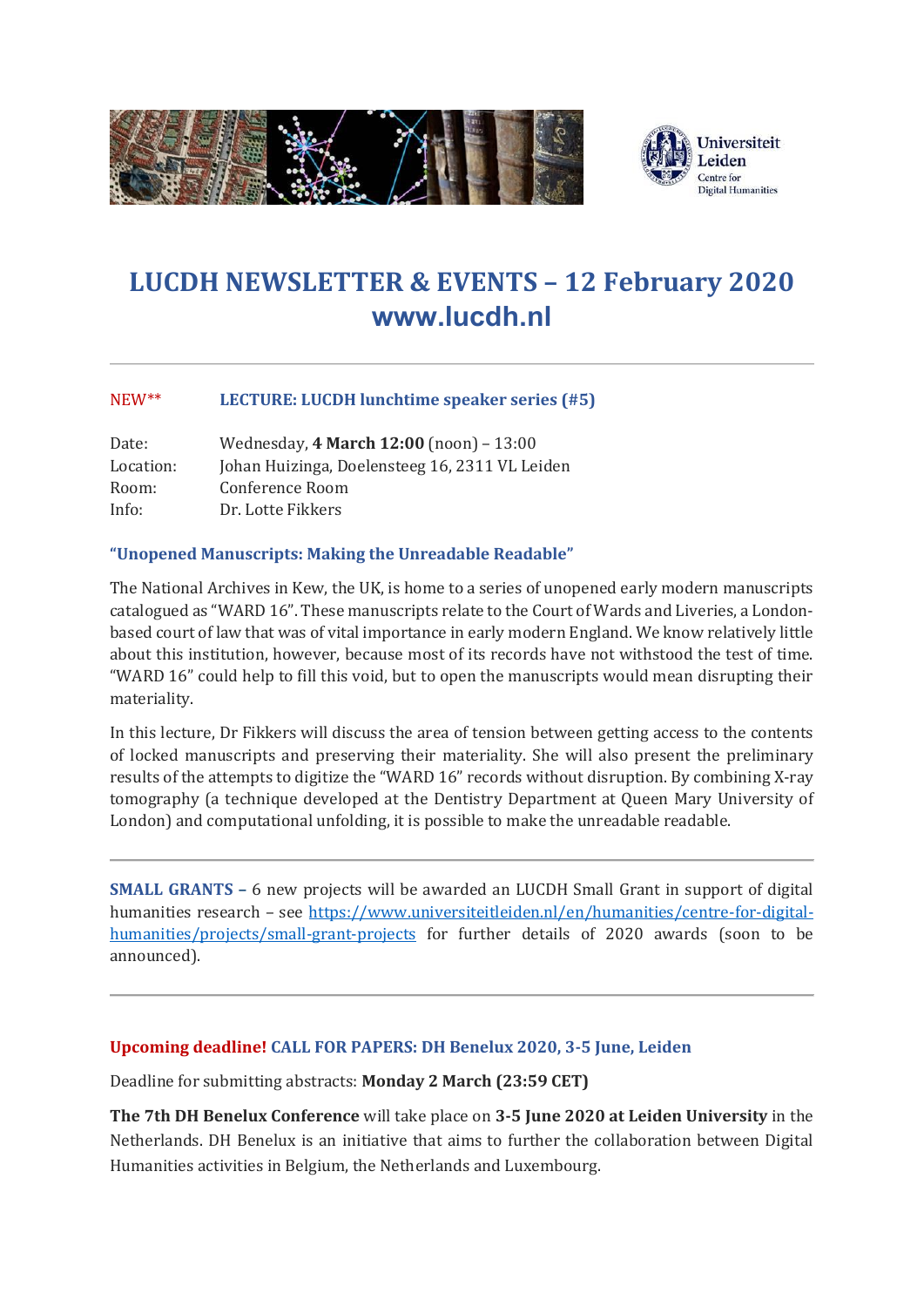# LUCDH NEWSLETTER & EVENTS – 12 February 2020
## www.lucdh.nl

---

NEW** **LECTURE: LUCDH lunchtime speaker series (#5)**

Date: Wednesday, **4 March 12:00** (noon) – 13:00
Location: Johan Huizinga, Doelensteeg 16, 2311 VL Leiden
Room: Conference Room
Info: Dr. Lotte Fikkers

### "Unopened Manuscripts: Making the Unreadable Readable"

The National Archives in Kew, the UK, is home to a series of unopened early modern manuscripts catalogued as "WARD 16". These manuscripts relate to the Court of Wards and Liveries, a London-based court of law that was of vital importance in early modern England. We know relatively little about this institution, however, because most of its records have not withstood the test of time. "WARD 16" could help to fill this void, but to open the manuscripts would mean disrupting their materiality.

In this lecture, Dr Fikkers will discuss the area of tension between getting access to the contents of locked manuscripts and preserving their materiality. She will also present the preliminary results of the attempts to digitize the "WARD 16" records without disruption. By combining X-ray tomography (a technique developed at the Dentistry Department at Queen Mary University of London) and computational unfolding, it is possible to make the unreadable readable.

---

**SMALL GRANTS –** 6 new projects will be awarded an LUCDH Small Grant in support of digital humanities research – see https://www.universiteitleiden.nl/en/humanities/centre-for-digital-humanities/projects/small-grant-projects for further details of 2020 awards (soon to be announced).

---

**Upcoming deadline! CALL FOR PAPERS: DH Benelux 2020, 3-5 June, Leiden**

Deadline for submitting abstracts: **Monday 2 March (23:59 CET)**

**The 7th DH Benelux Conference** will take place on **3-5 June 2020 at Leiden University** in the Netherlands. DH Benelux is an initiative that aims to further the collaboration between Digital Humanities activities in Belgium, the Netherlands and Luxembourg.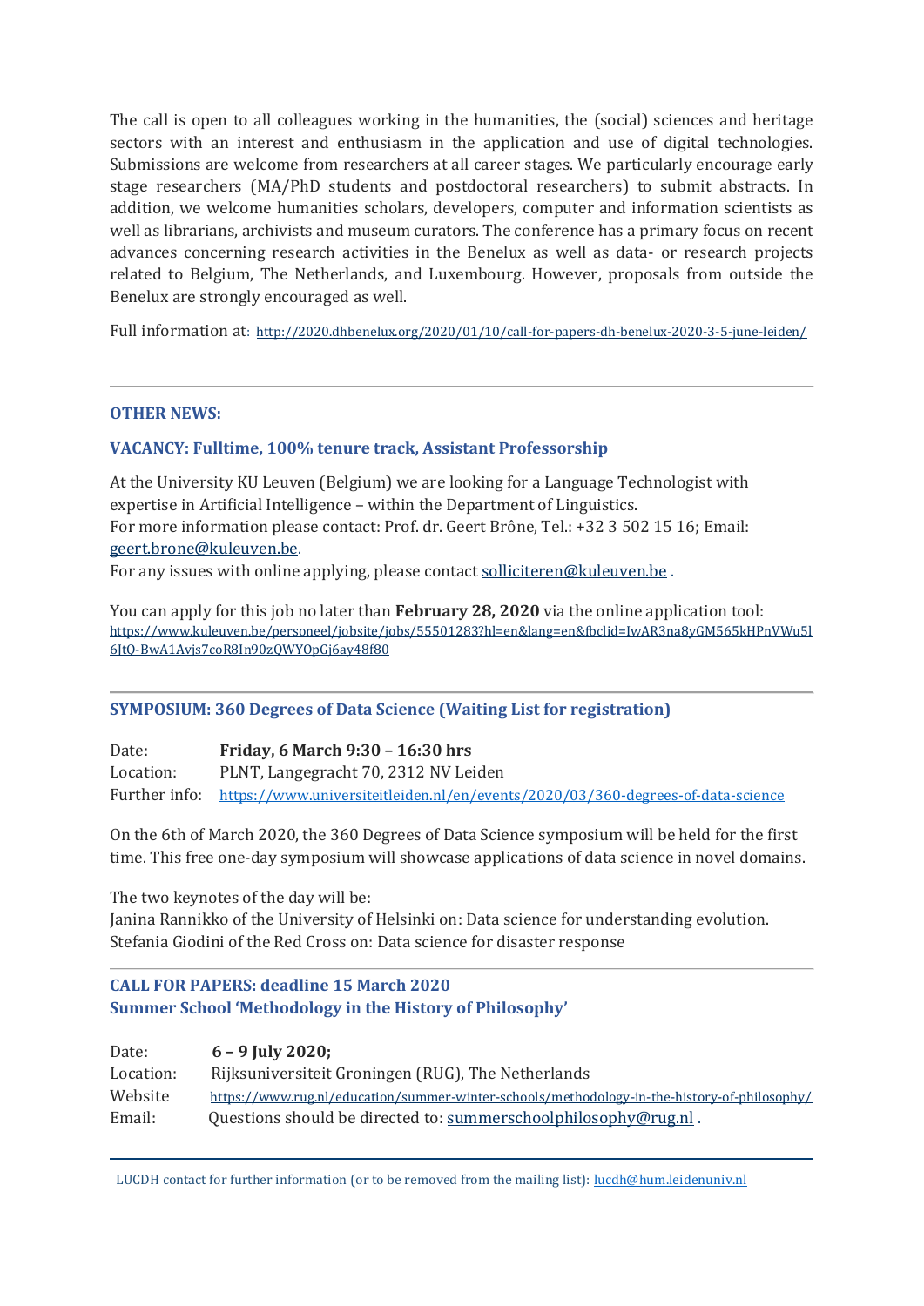The call is open to all colleagues working in the humanities, the (social) sciences and heritage sectors with an interest and enthusiasm in the application and use of digital technologies. Submissions are welcome from researchers at all career stages. We particularly encourage early stage researchers (MA/PhD students and postdoctoral researchers) to submit abstracts. In addition, we welcome humanities scholars, developers, computer and information scientists as well as librarians, archivists and museum curators. The conference has a primary focus on recent advances concerning research activities in the Benelux as well as data- or research projects related to Belgium, The Netherlands, and Luxembourg. However, proposals from outside the Benelux are strongly encouraged as well.

Full information at: http://2020.dhbenelux.org/2020/01/10/call-for-papers-dh-benelux-2020-3-5-june-leiden/

---

### OTHER NEWS:

### VACANCY: Fulltime, 100% tenure track, Assistant Professorship

At the University KU Leuven (Belgium) we are looking for a Language Technologist with expertise in Artificial Intelligence – within the Department of Linguistics.
For more information please contact: Prof. dr. Geert Brône, Tel.: +32 3 502 15 16; Email: geert.brone@kuleuven.be.
For any issues with online applying, please contact solliciteren@kuleuven.be .

You can apply for this job no later than **February 28, 2020** via the online application tool: https://www.kuleuven.be/personeel/jobsite/jobs/55501283?hl=en&lang=en&fbclid=IwAR3na8yGM565kHPnVWu5l6JtQ-BwA1Avjs7coR8In90zQWYOpGj6ay48f80

---

### SYMPOSIUM: 360 Degrees of Data Science (Waiting List for registration)

| | |
|---|---|
| Date: | **Friday, 6 March 9:30 – 16:30 hrs** |
| Location: | PLNT, Langegracht 70, 2312 NV Leiden |
| Further info: | https://www.universiteitleiden.nl/en/events/2020/03/360-degrees-of-data-science |

On the 6th of March 2020, the 360 Degrees of Data Science symposium will be held for the first time. This free one-day symposium will showcase applications of data science in novel domains.

The two keynotes of the day will be:
Janina Rannikko of the University of Helsinki on: Data science for understanding evolution.
Stefania Giodini of the Red Cross on: Data science for disaster response

---

### CALL FOR PAPERS: deadline 15 March 2020
### Summer School 'Methodology in the History of Philosophy'

| | |
|---|---|
| Date: | **6 – 9 July 2020;** |
| Location: | Rijksuniversiteit Groningen (RUG), The Netherlands |
| Website | https://www.rug.nl/education/summer-winter-schools/methodology-in-the-history-of-philosophy/ |
| Email: | Questions should be directed to: summerschoolphilosophy@rug.nl . |

---

LUCDH contact for further information (or to be removed from the mailing list): lucdh@hum.leidenuniv.nl